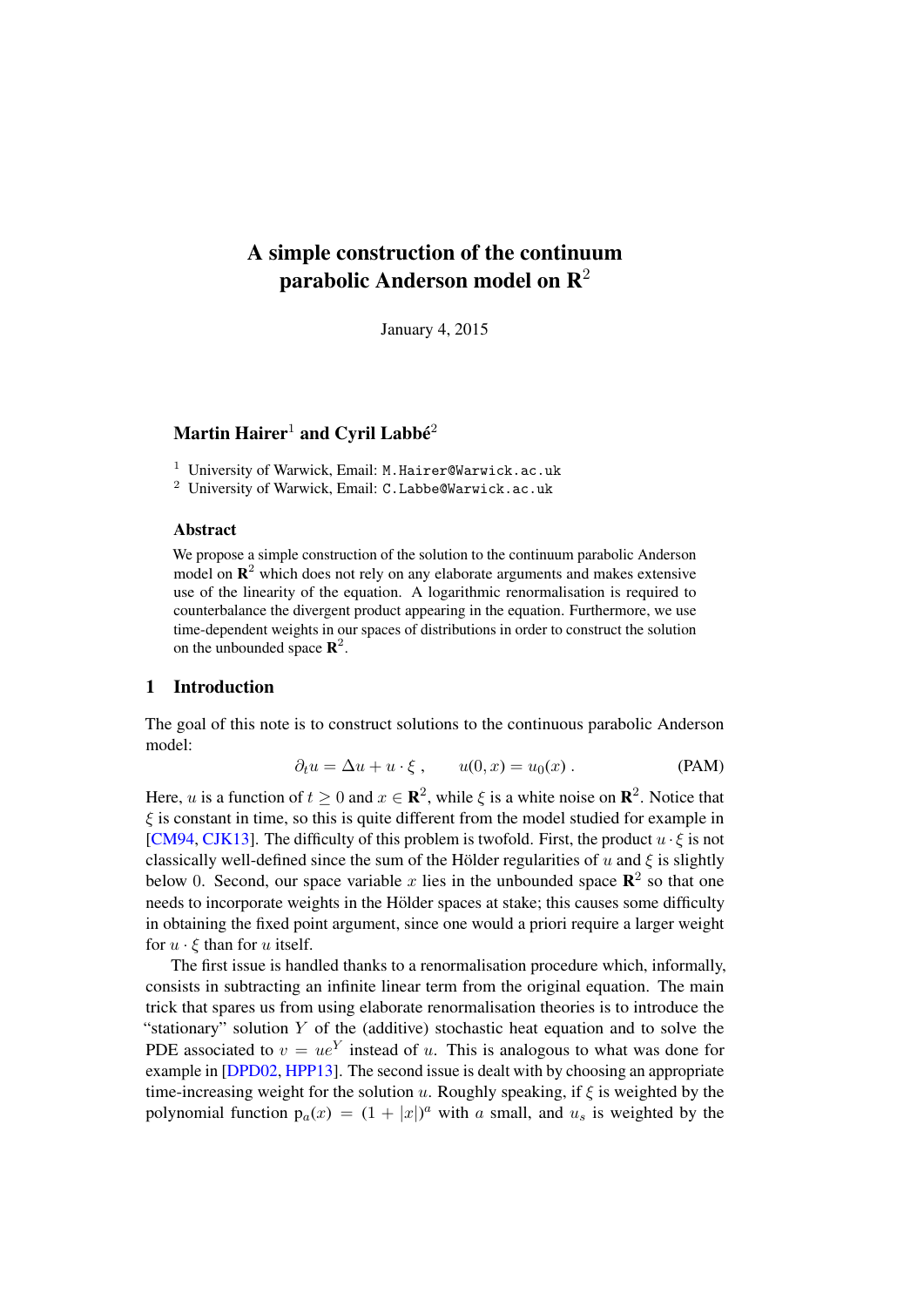# A simple construction of the continuum parabolic Anderson model on $\mathbf{R}^2$

January 4, 2015

**Martin Hairer[1] and Cyril Labbé[2]**

[1] University of Warwick, Email: `M.Hairer@Warwick.ac.uk`
[2] University of Warwick, Email: `C.Labbe@Warwick.ac.uk`

### Abstract

We propose a simple construction of the solution to the continuum parabolic Anderson model on $\mathbf{R}^2$ which does not rely on any elaborate arguments and makes extensive use of the linearity of the equation. A logarithmic renormalisation is required to counterbalance the divergent product appearing in the equation. Furthermore, we use time-dependent weights in our spaces of distributions in order to construct the solution on the unbounded space $\mathbf{R}^2$.

## 1 Introduction

The goal of this note is to construct solutions to the continuous parabolic Anderson model:

$$\partial_t u = \Delta u + u \cdot \xi \;, \qquad u(0, x) = u_0(x) \;. \tag{PAM}$$

Here, $u$ is a function of $t \geq 0$ and $x \in \mathbf{R}^2$, while $\xi$ is a white noise on $\mathbf{R}^2$. Notice that $\xi$ is constant in time, so this is quite different from the model studied for example in [CM94, CJK13]. The difficulty of this problem is twofold. First, the product $u \cdot \xi$ is not classically well-defined since the sum of the Hölder regularities of $u$ and $\xi$ is slightly below $0$. Second, our space variable $x$ lies in the unbounded space $\mathbf{R}^2$ so that one needs to incorporate weights in the Hölder spaces at stake; this causes some difficulty in obtaining the fixed point argument, since one would a priori require a larger weight for $u \cdot \xi$ than for $u$ itself.

The first issue is handled thanks to a renormalisation procedure which, informally, consists in subtracting an infinite linear term from the original equation. The main trick that spares us from using elaborate renormalisation theories is to introduce the "stationary" solution $Y$ of the (additive) stochastic heat equation and to solve the PDE associated to $v = ue^Y$ instead of $u$. This is analogous to what was done for example in [DPD02, HPP13]. The second issue is dealt with by choosing an appropriate time-increasing weight for the solution $u$. Roughly speaking, if $\xi$ is weighted by the polynomial function $\mathrm{p}_a(x) = (1 + |x|)^a$ with $a$ small, and $u_s$ is weighted by the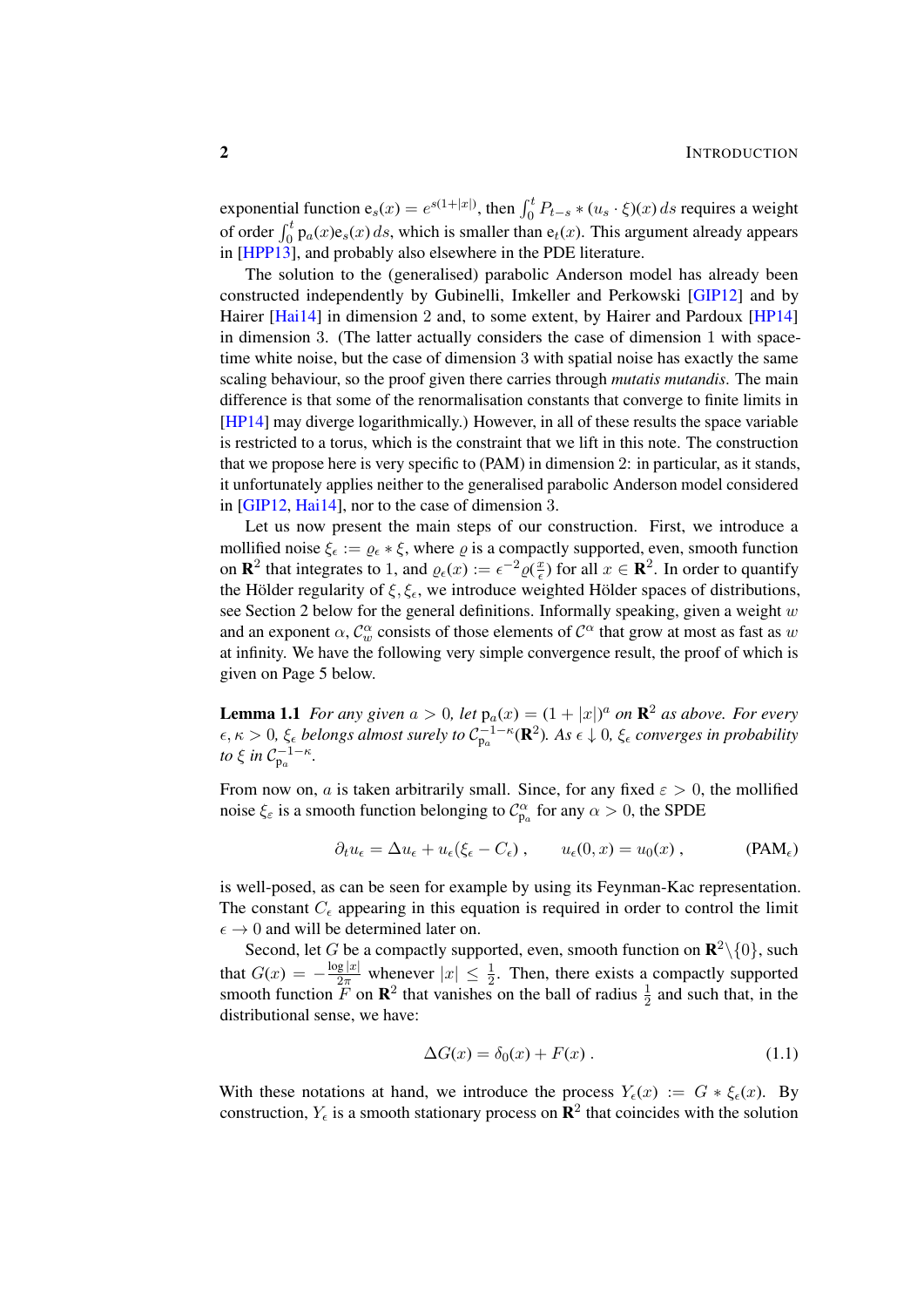exponential function $\mathrm{e}_s(x) = e^{s(1+|x|)}$, then $\int_0^t P_{t-s} * (u_s \cdot \xi)(x)\, ds$ requires a weight of order $\int_0^t \mathrm{p}_a(x)\mathrm{e}_s(x)\, ds$, which is smaller than $\mathrm{e}_t(x)$. This argument already appears in [HPP13], and probably also elsewhere in the PDE literature.

The solution to the (generalised) parabolic Anderson model has already been constructed independently by Gubinelli, Imkeller and Perkowski [GIP12] and by Hairer [Hai14] in dimension 2 and, to some extent, by Hairer and Pardoux [HP14] in dimension 3. (The latter actually considers the case of dimension 1 with space-time white noise, but the case of dimension 3 with spatial noise has exactly the same scaling behaviour, so the proof given there carries through *mutatis mutandis*. The main difference is that some of the renormalisation constants that converge to finite limits in [HP14] may diverge logarithmically.) However, in all of these results the space variable is restricted to a torus, which is the constraint that we lift in this note. The construction that we propose here is very specific to (PAM) in dimension 2: in particular, as it stands, it unfortunately applies neither to the generalised parabolic Anderson model considered in [GIP12, Hai14], nor to the case of dimension 3.

Let us now present the main steps of our construction. First, we introduce a mollified noise $\xi_\epsilon := \varrho_\epsilon * \xi$, where $\varrho$ is a compactly supported, even, smooth function on $\mathbf{R}^2$ that integrates to 1, and $\varrho_\epsilon(x) := \epsilon^{-2}\varrho(\frac{x}{\epsilon})$ for all $x \in \mathbf{R}^2$. In order to quantify the Hölder regularity of $\xi, \xi_\epsilon$, we introduce weighted Hölder spaces of distributions, see Section 2 below for the general definitions. Informally speaking, given a weight $w$ and an exponent $\alpha$, $\mathcal{C}^\alpha_w$ consists of those elements of $\mathcal{C}^\alpha$ that grow at most as fast as $w$ at infinity. We have the following very simple convergence result, the proof of which is given on Page 5 below.

**Lemma 1.1** *For any given $a > 0$, let $\mathrm{p}_a(x) = (1 + |x|)^a$ on $\mathbf{R}^2$ as above. For every $\epsilon, \kappa > 0$, $\xi_\epsilon$ belongs almost surely to $\mathcal{C}^{-1-\kappa}_{\mathrm{p}_a}(\mathbf{R}^2)$. As $\epsilon \downarrow 0$, $\xi_\epsilon$ converges in probability to $\xi$ in $\mathcal{C}^{-1-\kappa}_{\mathrm{p}_a}$.*

From now on, $a$ is taken arbitrarily small. Since, for any fixed $\varepsilon > 0$, the mollified noise $\xi_\varepsilon$ is a smooth function belonging to $\mathcal{C}^\alpha_{\mathrm{p}_a}$ for any $\alpha > 0$, the SPDE

$$\partial_t u_\epsilon = \Delta u_\epsilon + u_\epsilon(\xi_\epsilon - C_\epsilon)\;, \qquad u_\epsilon(0,x) = u_0(x)\;, \tag{PAM$_\epsilon$}$$

is well-posed, as can be seen for example by using its Feynman-Kac representation. The constant $C_\epsilon$ appearing in this equation is required in order to control the limit $\epsilon \to 0$ and will be determined later on.

Second, let $G$ be a compactly supported, even, smooth function on $\mathbf{R}^2 \backslash \{0\}$, such that $G(x) = -\frac{\log|x|}{2\pi}$ whenever $|x| \leq \frac{1}{2}$. Then, there exists a compactly supported smooth function $F$ on $\mathbf{R}^2$ that vanishes on the ball of radius $\frac{1}{2}$ and such that, in the distributional sense, we have:

$$\Delta G(x) = \delta_0(x) + F(x)\;. \tag{1.1}$$

With these notations at hand, we introduce the process $Y_\epsilon(x) := G * \xi_\epsilon(x)$. By construction, $Y_\epsilon$ is a smooth stationary process on $\mathbf{R}^2$ that coincides with the solution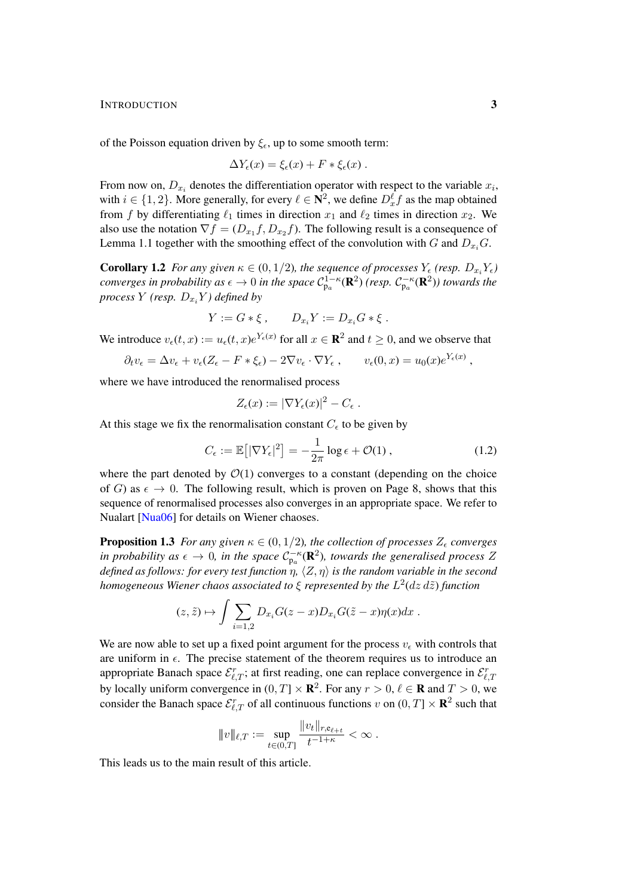of the Poisson equation driven by $\xi_\epsilon$, up to some smooth term:

$$\Delta Y_\epsilon(x) = \xi_\epsilon(x) + F * \xi_\epsilon(x) \;.$$

From now on, $D_{x_i}$ denotes the differentiation operator with respect to the variable $x_i$, with $i \in \{1,2\}$. More generally, for every $\ell \in \mathbf{N}^2$, we define $D_x^\ell f$ as the map obtained from $f$ by differentiating $\ell_1$ times in direction $x_1$ and $\ell_2$ times in direction $x_2$. We also use the notation $\nabla f = (D_{x_1} f, D_{x_2} f)$. The following result is a consequence of Lemma 1.1 together with the smoothing effect of the convolution with $G$ and $D_{x_i} G$.

**Corollary 1.2** *For any given $\kappa \in (0, 1/2)$, the sequence of processes $Y_\epsilon$ (resp. $D_{x_i} Y_\epsilon$) converges in probability as $\epsilon \to 0$ in the space $\mathcal{C}^{1-\kappa}_{\mathrm{p}_a}(\mathbf{R}^2)$ (resp. $\mathcal{C}^{-\kappa}_{\mathrm{p}_a}(\mathbf{R}^2)$) towards the process $Y$ (resp. $D_{x_i} Y$) defined by*

$$Y := G * \xi \;, \qquad D_{x_i} Y := D_{x_i} G * \xi \;.$$

We introduce $v_\epsilon(t,x) := u_\epsilon(t,x) e^{Y_\epsilon(x)}$ for all $x \in \mathbf{R}^2$ and $t \geq 0$, and we observe that

$$\partial_t v_\epsilon = \Delta v_\epsilon + v_\epsilon (Z_\epsilon - F * \xi_\epsilon) - 2 \nabla v_\epsilon \cdot \nabla Y_\epsilon \;, \qquad v_\epsilon(0,x) = u_0(x) e^{Y_\epsilon(x)} \;,$$

where we have introduced the renormalised process

$$Z_\epsilon(x) := |\nabla Y_\epsilon(x)|^2 - C_\epsilon \;.$$

At this stage we fix the renormalisation constant $C_\epsilon$ to be given by

$$C_\epsilon := \mathbb{E}\big[|\nabla Y_\epsilon|^2\big] = -\frac{1}{2\pi} \log \epsilon + \mathcal{O}(1) \;, \tag{1.2}$$

where the part denoted by $\mathcal{O}(1)$ converges to a constant (depending on the choice of $G$) as $\epsilon \to 0$. The following result, which is proven on Page 8, shows that this sequence of renormalised processes also converges in an appropriate space. We refer to Nualart [Nua06] for details on Wiener chaoses.

**Proposition 1.3** *For any given $\kappa \in (0, 1/2)$, the collection of processes $Z_\epsilon$ converges in probability as $\epsilon \to 0$, in the space $\mathcal{C}^{-\kappa}_{\mathrm{p}_a}(\mathbf{R}^2)$, towards the generalised process $Z$ defined as follows: for every test function $\eta$, $\langle Z, \eta \rangle$ is the random variable in the second homogeneous Wiener chaos associated to $\xi$ represented by the $L^2(dz\, d\tilde z)$ function*

$$(z, \tilde z) \mapsto \int \sum_{i=1,2} D_{x_i} G(z - x) D_{x_i} G(\tilde z - x) \eta(x) dx \;.$$

We are now able to set up a fixed point argument for the process $v_\epsilon$ with controls that are uniform in $\epsilon$. The precise statement of the theorem requires us to introduce an appropriate Banach space $\mathcal{E}^r_{\ell,T}$; at first reading, one can replace convergence in $\mathcal{E}^r_{\ell,T}$ by locally uniform convergence in $(0,T] \times \mathbf{R}^2$. For any $r > 0$, $\ell \in \mathbf{R}$ and $T > 0$, we consider the Banach space $\mathcal{E}^r_{\ell,T}$ of all continuous functions $v$ on $(0,T] \times \mathbf{R}^2$ such that

$$|\!|\!| v |\!|\!|_{\ell,T} := \sup_{t \in (0,T]} \frac{\|v_t\|_{r, \mathrm{e}_{\ell+t}}}{t^{-1+\kappa}} < \infty \;.$$

This leads us to the main result of this article.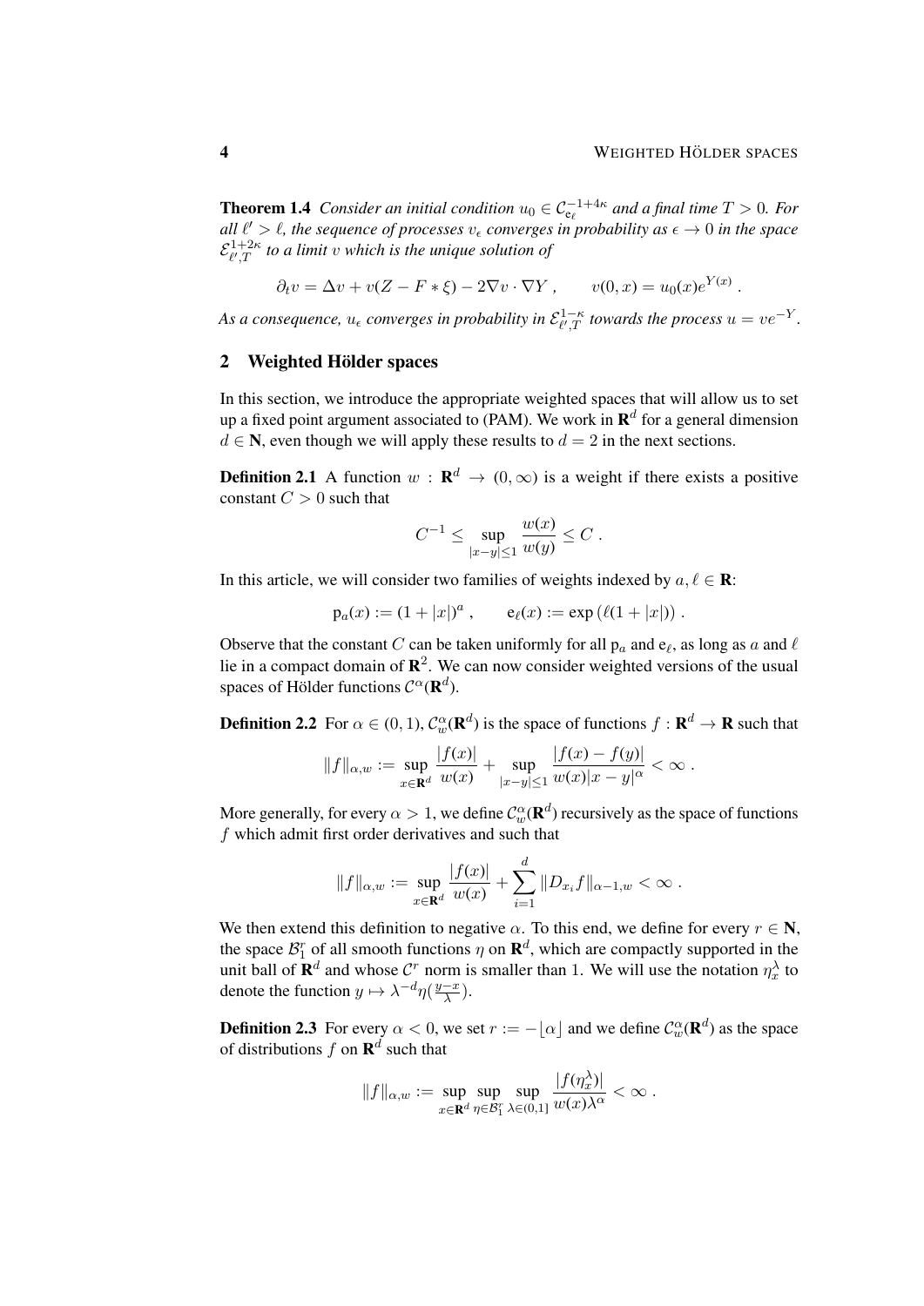**Theorem 1.4** *Consider an initial condition $u_0 \in \mathcal{C}^{-1+4\kappa}_{\mathrm{e}_\ell}$ and a final time $T > 0$. For all $\ell' > \ell$, the sequence of processes $v_\epsilon$ converges in probability as $\epsilon \to 0$ in the space $\mathcal{E}^{1+2\kappa}_{\ell',T}$ to a limit $v$ which is the unique solution of*

$$\partial_t v = \Delta v + v(Z - F * \xi) - 2\nabla v \cdot \nabla Y \;, \qquad v(0,x) = u_0(x) e^{Y(x)} \;.$$

*As a consequence, $u_\epsilon$ converges in probability in $\mathcal{E}^{1-\kappa}_{\ell',T}$ towards the process $u = ve^{-Y}$.*

## 2 Weighted Hölder spaces

In this section, we introduce the appropriate weighted spaces that will allow us to set up a fixed point argument associated to (PAM). We work in $\mathbf{R}^d$ for a general dimension $d \in \mathbf{N}$, even though we will apply these results to $d = 2$ in the next sections.

**Definition 2.1** A function $w : \mathbf{R}^d \to (0, \infty)$ is a weight if there exists a positive constant $C > 0$ such that

$$C^{-1} \leq \sup_{|x-y|\leq 1} \frac{w(x)}{w(y)} \leq C \;.$$

In this article, we will consider two families of weights indexed by $a, \ell \in \mathbf{R}$:

$$\mathrm{p}_a(x) := (1 + |x|)^a \;, \qquad \mathrm{e}_\ell(x) := \exp\left(\ell(1 + |x|)\right) \;.$$

Observe that the constant $C$ can be taken uniformly for all $\mathrm{p}_a$ and $\mathrm{e}_\ell$, as long as $a$ and $\ell$ lie in a compact domain of $\mathbf{R}^2$. We can now consider weighted versions of the usual spaces of Hölder functions $\mathcal{C}^\alpha(\mathbf{R}^d)$.

**Definition 2.2** For $\alpha \in (0,1)$, $\mathcal{C}^\alpha_w(\mathbf{R}^d)$ is the space of functions $f : \mathbf{R}^d \to \mathbf{R}$ such that

$$\|f\|_{\alpha,w} := \sup_{x\in\mathbf{R}^d} \frac{|f(x)|}{w(x)} + \sup_{|x-y|\leq 1} \frac{|f(x) - f(y)|}{w(x)|x-y|^\alpha} < \infty \;.$$

More generally, for every $\alpha > 1$, we define $\mathcal{C}^\alpha_w(\mathbf{R}^d)$ recursively as the space of functions $f$ which admit first order derivatives and such that

$$\|f\|_{\alpha,w} := \sup_{x\in\mathbf{R}^d} \frac{|f(x)|}{w(x)} + \sum_{i=1}^d \|D_{x_i} f\|_{\alpha-1,w} < \infty \;.$$

We then extend this definition to negative $\alpha$. To this end, we define for every $r \in \mathbf{N}$, the space $\mathcal{B}^r_1$ of all smooth functions $\eta$ on $\mathbf{R}^d$, which are compactly supported in the unit ball of $\mathbf{R}^d$ and whose $\mathcal{C}^r$ norm is smaller than 1. We will use the notation $\eta^\lambda_x$ to denote the function $y \mapsto \lambda^{-d}\eta(\frac{y-x}{\lambda})$.

**Definition 2.3** For every $\alpha < 0$, we set $r := -\lfloor \alpha \rfloor$ and we define $\mathcal{C}^\alpha_w(\mathbf{R}^d)$ as the space of distributions $f$ on $\mathbf{R}^d$ such that

$$\|f\|_{\alpha,w} := \sup_{x\in\mathbf{R}^d} \sup_{\eta\in\mathcal{B}^r_1} \sup_{\lambda\in(0,1]} \frac{|f(\eta^\lambda_x)|}{w(x)\lambda^\alpha} < \infty \;.$$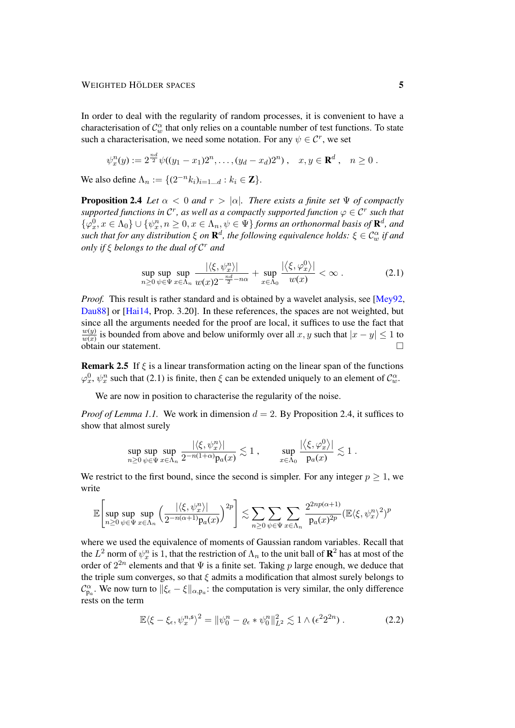In order to deal with the regularity of random processes, it is convenient to have a characterisation of $\mathcal{C}^\alpha_w$ that only relies on a countable number of test functions. To state such a characterisation, we need some notation. For any $\psi \in \mathcal{C}^r$, we set

$$\psi^n_x(y) := 2^{\frac{nd}{2}}\psi((y_1 - x_1)2^n, \dots, (y_d - x_d)2^n)\;, \quad x, y \in \mathbf{R}^d\;, \quad n \geq 0\;.$$

We also define $\Lambda_n := \{(2^{-n}k_i)_{i=1\dots d} : k_i \in \mathbf{Z}\}$.

**Proposition 2.4** *Let $\alpha < 0$ and $r > |\alpha|$. There exists a finite set $\Psi$ of compactly supported functions in $\mathcal{C}^r$, as well as a compactly supported function $\varphi \in \mathcal{C}^r$ such that $\{\varphi^0_x, x \in \Lambda_0\} \cup \{\psi^n_x, n \geq 0, x \in \Lambda_n, \psi \in \Psi\}$ forms an orthonormal basis of $\mathbf{R}^d$, and such that for any distribution $\xi$ on $\mathbf{R}^d$, the following equivalence holds: $\xi \in \mathcal{C}^\alpha_w$ if and only if $\xi$ belongs to the dual of $\mathcal{C}^r$ and*

$$\sup_{n\geq 0}\sup_{\psi\in\Psi}\sup_{x\in\Lambda_n} \frac{|\langle \xi, \psi^n_x\rangle|}{w(x)2^{-\frac{nd}{2}-n\alpha}} + \sup_{x\in\Lambda_0}\frac{|\langle \xi, \varphi^0_x\rangle|}{w(x)} < \infty\;. \tag{2.1}$$

*Proof.* This result is rather standard and is obtained by a wavelet analysis, see [Mey92, Dau88] or [Hai14, Prop. 3.20]. In these references, the spaces are not weighted, but since all the arguments needed for the proof are local, it suffices to use the fact that $\frac{w(y)}{w(x)}$ is bounded from above and below uniformly over all $x, y$ such that $|x - y| \leq 1$ to obtain our statement. □

**Remark 2.5** If $\xi$ is a linear transformation acting on the linear span of the functions $\varphi^0_x$, $\psi^n_x$ such that (2.1) is finite, then $\xi$ can be extended uniquely to an element of $\mathcal{C}^\alpha_w$.

We are now in position to characterise the regularity of the noise.

*Proof of Lemma 1.1.* We work in dimension $d = 2$. By Proposition 2.4, it suffices to show that almost surely

$$\sup_{n\geq 0}\sup_{\psi\in\Psi}\sup_{x\in\Lambda_n}\frac{|\langle \xi, \psi^n_x\rangle|}{2^{-n(1+\alpha)}\mathrm{p}_a(x)} \lesssim 1\;, \qquad \sup_{x\in\Lambda_0}\frac{|\langle \xi, \varphi^0_x\rangle|}{\mathrm{p}_a(x)} \lesssim 1\;.$$

We restrict to the first bound, since the second is simpler. For any integer $p \geq 1$, we write

$$\mathbb{E}\left[\sup_{n\geq 0}\sup_{\psi\in\Psi}\sup_{x\in\Lambda_n}\left(\frac{|\langle \xi, \psi^n_x\rangle|}{2^{-n(\alpha+1)}\mathrm{p}_a(x)}\right)^{2p}\right] \lesssim \sum_{n\geq 0}\sum_{\psi\in\Psi}\sum_{x\in\Lambda_n}\frac{2^{2np(\alpha+1)}}{\mathrm{p}_a(x)^{2p}}(\mathbb{E}\langle \xi, \psi^n_x\rangle^2)^p$$

where we used the equivalence of moments of Gaussian random variables. Recall that the $L^2$ norm of $\psi^n_x$ is 1, that the restriction of $\Lambda_n$ to the unit ball of $\mathbf{R}^2$ has at most of the order of $2^{2n}$ elements and that $\Psi$ is a finite set. Taking $p$ large enough, we deduce that the triple sum converges, so that $\xi$ admits a modification that almost surely belongs to $\mathcal{C}^\alpha_{\mathrm{p}_a}$. We now turn to $\|\xi_\epsilon - \xi\|_{\alpha,\mathrm{p}_a}$: the computation is very similar, the only difference rests on the term

$$\mathbb{E}\langle \xi - \xi_\epsilon, \psi^{n,\mathfrak{s}}_x\rangle^2 = \|\psi^n_0 - \varrho_\epsilon * \psi^n_0\|^2_{L^2} \lesssim 1 \wedge (\epsilon^2 2^{2n})\;. \tag{2.2}$$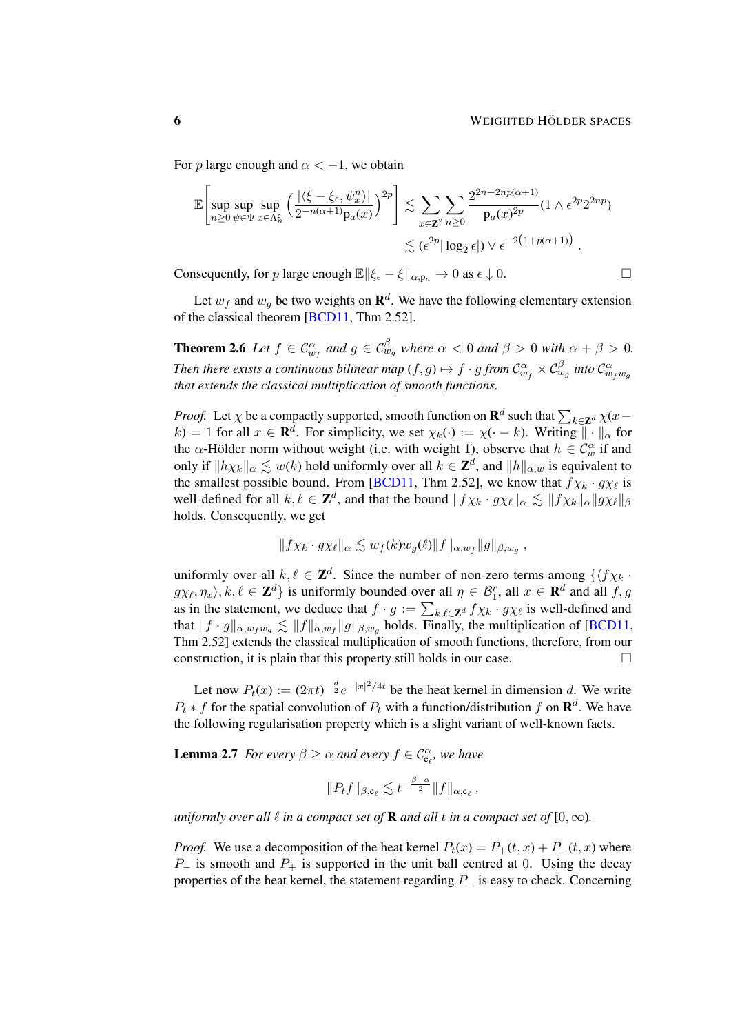For $p$ large enough and $\alpha < -1$, we obtain

$$\mathbb{E}\Bigg[\sup_{n\geq 0}\sup_{\psi\in\Psi}\sup_{x\in\Lambda_n^{\mathfrak{s}}}\Big(\frac{|\langle \xi-\xi_\epsilon,\psi_x^n\rangle|}{2^{-n(\alpha+1)}\mathrm{p}_a(x)}\Big)^{2p}\Bigg] \lesssim \sum_{x\in\mathbf{Z}^2}\sum_{n\geq 0}\frac{2^{2n+2np(\alpha+1)}}{\mathrm{p}_a(x)^{2p}}(1\wedge \epsilon^{2p}2^{2np})$$

$$\lesssim (\epsilon^{2p}|\log_2\epsilon|)\vee \epsilon^{-2\big(1+p(\alpha+1)\big)}\;.$$

Consequently, for $p$ large enough $\mathbb{E}\|\xi_\epsilon - \xi\|_{\alpha,\mathrm{p}_a}\to 0$ as $\epsilon\downarrow 0$. □

Let $w_f$ and $w_g$ be two weights on $\mathbf{R}^d$. We have the following elementary extension of the classical theorem [BCD11, Thm 2.52].

**Theorem 2.6** *Let $f\in\mathcal{C}^\alpha_{w_f}$ and $g\in\mathcal{C}^\beta_{w_g}$ where $\alpha<0$ and $\beta>0$ with $\alpha+\beta>0$. Then there exists a continuous bilinear map $(f,g)\mapsto f\cdot g$ from $\mathcal{C}^\alpha_{w_f}\times\mathcal{C}^\beta_{w_g}$ into $\mathcal{C}^\alpha_{w_f w_g}$ that extends the classical multiplication of smooth functions.*

*Proof.* Let $\chi$ be a compactly supported, smooth function on $\mathbf{R}^d$ such that $\sum_{k\in\mathbf{Z}^d}\chi(x-k)=1$ for all $x\in\mathbf{R}^d$. For simplicity, we set $\chi_k(\cdot):=\chi(\cdot-k)$. Writing $\|\cdot\|_\alpha$ for the $\alpha$-Hölder norm without weight (i.e. with weight 1), observe that $h\in\mathcal{C}^\alpha_w$ if and only if $\|h\chi_k\|_\alpha\lesssim w(k)$ hold uniformly over all $k\in\mathbf{Z}^d$, and $\|h\|_{\alpha,w}$ is equivalent to the smallest possible bound. From [BCD11, Thm 2.52], we know that $f\chi_k\cdot g\chi_\ell$ is well-defined for all $k,\ell\in\mathbf{Z}^d$, and that the bound $\|f\chi_k\cdot g\chi_\ell\|_\alpha\lesssim\|f\chi_k\|_\alpha\|g\chi_\ell\|_\beta$ holds. Consequently, we get

$$\|f\chi_k\cdot g\chi_\ell\|_\alpha\lesssim w_f(k)w_g(\ell)\|f\|_{\alpha,w_f}\|g\|_{\beta,w_g}\;,$$

uniformly over all $k,\ell\in\mathbf{Z}^d$. Since the number of non-zero terms among $\{\langle f\chi_k\cdot g\chi_\ell,\eta_x\rangle, k,\ell\in\mathbf{Z}^d\}$ is uniformly bounded over all $\eta\in\mathcal{B}_1^r$, all $x\in\mathbf{R}^d$ and all $f,g$ as in the statement, we deduce that $f\cdot g:=\sum_{k,\ell\in\mathbf{Z}^d} f\chi_k\cdot g\chi_\ell$ is well-defined and that $\|f\cdot g\|_{\alpha,w_f w_g}\lesssim\|f\|_{\alpha,w_f}\|g\|_{\beta,w_g}$ holds. Finally, the multiplication of [BCD11, Thm 2.52] extends the classical multiplication of smooth functions, therefore, from our construction, it is plain that this property still holds in our case. □

Let now $P_t(x):=(2\pi t)^{-\frac{d}{2}}e^{-|x|^2/4t}$ be the heat kernel in dimension $d$. We write $P_t * f$ for the spatial convolution of $P_t$ with a function/distribution $f$ on $\mathbf{R}^d$. We have the following regularisation property which is a slight variant of well-known facts.

**Lemma 2.7** *For every $\beta\geq\alpha$ and every $f\in\mathcal{C}^\alpha_{\mathrm{e}_\ell}$, we have*

$$\|P_t f\|_{\beta,\mathrm{e}_\ell}\lesssim t^{-\frac{\beta-\alpha}{2}}\|f\|_{\alpha,\mathrm{e}_\ell}\;,$$

*uniformly over all $\ell$ in a compact set of $\mathbf{R}$ and all $t$ in a compact set of $[0,\infty)$.*

*Proof.* We use a decomposition of the heat kernel $P_t(x)=P_+(t,x)+P_-(t,x)$ where $P_-$ is smooth and $P_+$ is supported in the unit ball centred at 0. Using the decay properties of the heat kernel, the statement regarding $P_-$ is easy to check. Concerning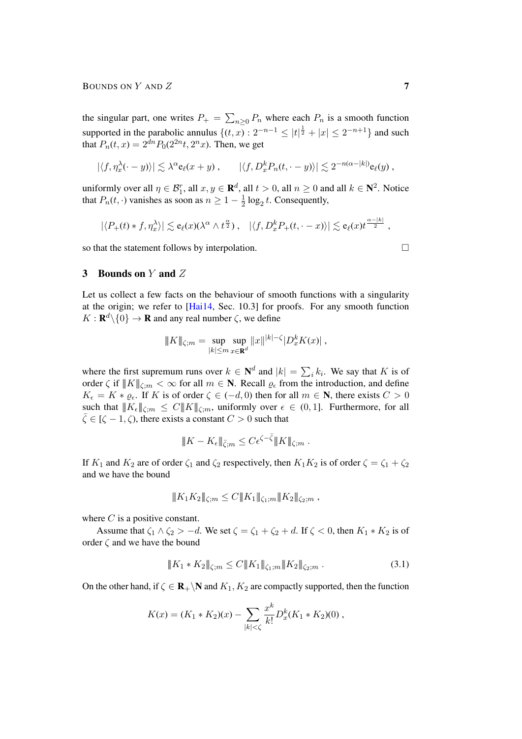the singular part, one writes $P_+ = \sum_{n\geq 0} P_n$ where each $P_n$ is a smooth function supported in the parabolic annulus $\{(t,x) : 2^{-n-1} \leq |t|^{\frac{1}{2}} + |x| \leq 2^{-n+1}\}$ and such that $P_n(t,x) = 2^{dn} P_0(2^{2n}t, 2^n x)$. Then, we get

$$|\langle f, \eta_x^\lambda(\cdot - y)\rangle| \lesssim \lambda^\alpha \mathrm{e}_\ell(x+y) , \qquad |\langle f, D_x^k P_n(t, \cdot - y)\rangle| \lesssim 2^{-n(\alpha - |k|)} \mathrm{e}_\ell(y) ,$$

uniformly over all $\eta \in \mathcal{B}_1^r$, all $x, y \in \mathbf{R}^d$, all $t > 0$, all $n \geq 0$ and all $k \in \mathbf{N}^2$. Notice that $P_n(t, \cdot)$ vanishes as soon as $n \geq 1 - \frac{1}{2}\log_2 t$. Consequently,

$$|\langle P_+(t) * f, \eta_x^\lambda\rangle| \lesssim \mathrm{e}_\ell(x)(\lambda^\alpha \wedge t^{\frac{\alpha}{2}}) , \quad |\langle f, D_x^k P_+(t, \cdot - x)\rangle| \lesssim \mathrm{e}_\ell(x) t^{\frac{\alpha - |k|}{2}} ,$$

so that the statement follows by interpolation. $\square$

## 3 Bounds on $Y$ and $Z$

Let us collect a few facts on the behaviour of smooth functions with a singularity at the origin; we refer to [Hai14, Sec. 10.3] for proofs. For any smooth function $K : \mathbf{R}^d \backslash \{0\} \to \mathbf{R}$ and any real number $\zeta$, we define

$$\|K\|_{\zeta;m} = \sup_{|k|\leq m} \sup_{x\in\mathbf{R}^d} \|x\|^{|k|-\zeta} |D_x^k K(x)| ,$$

where the first supremum runs over $k \in \mathbf{N}^d$ and $|k| = \sum_i k_i$. We say that $K$ is of order $\zeta$ if $\|K\|_{\zeta;m} < \infty$ for all $m \in \mathbf{N}$. Recall $\varrho_\epsilon$ from the introduction, and define $K_\epsilon = K * \varrho_\epsilon$. If $K$ is of order $\zeta \in (-d, 0)$ then for all $m \in \mathbf{N}$, there exists $C > 0$ such that $\|K_\epsilon\|_{\zeta;m} \leq C \|K\|_{\zeta;m}$, uniformly over $\epsilon \in (0,1]$. Furthermore, for all $\bar\zeta \in [\zeta - 1, \zeta)$, there exists a constant $C > 0$ such that

$$\|K - K_\epsilon\|_{\bar\zeta;m} \leq C\epsilon^{\zeta - \bar\zeta} \|K\|_{\zeta;m} .$$

If $K_1$ and $K_2$ are of order $\zeta_1$ and $\zeta_2$ respectively, then $K_1 K_2$ is of order $\zeta = \zeta_1 + \zeta_2$ and we have the bound

$$\|K_1 K_2\|_{\zeta;m} \leq C \|K_1\|_{\zeta_1;m} \|K_2\|_{\zeta_2;m} ,$$

where $C$ is a positive constant.

Assume that $\zeta_1 \wedge \zeta_2 > -d$. We set $\zeta = \zeta_1 + \zeta_2 + d$. If $\zeta < 0$, then $K_1 * K_2$ is of order $\zeta$ and we have the bound

$$\|K_1 * K_2\|_{\zeta;m} \leq C \|K_1\|_{\zeta_1;m} \|K_2\|_{\zeta_2;m} . \tag{3.1}$$

On the other hand, if $\zeta \in \mathbf{R}_+ \backslash \mathbf{N}$ and $K_1, K_2$ are compactly supported, then the function

$$K(x) = (K_1 * K_2)(x) - \sum_{|k|<\zeta} \frac{x^k}{k!} D_x^k (K_1 * K_2)(0) ,$$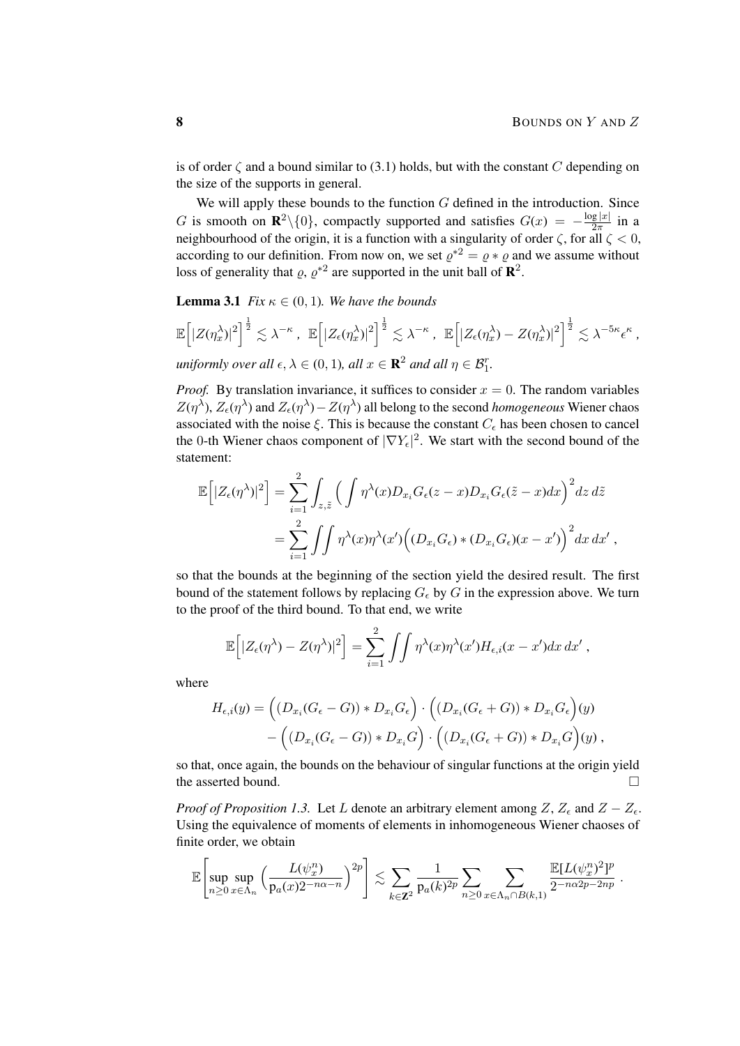is of order $\zeta$ and a bound similar to (3.1) holds, but with the constant $C$ depending on the size of the supports in general.

We will apply these bounds to the function $G$ defined in the introduction. Since $G$ is smooth on $\mathbf{R}^2\backslash\{0\}$, compactly supported and satisfies $G(x) = -\frac{\log|x|}{2\pi}$ in a neighbourhood of the origin, it is a function with a singularity of order $\zeta$, for all $\zeta < 0$, according to our definition. From now on, we set $\varrho^{*2} = \varrho * \varrho$ and we assume without loss of generality that $\varrho$, $\varrho^{*2}$ are supported in the unit ball of $\mathbf{R}^2$.

**Lemma 3.1** *Fix $\kappa \in (0,1)$. We have the bounds*

$$\mathbb{E}\Big[|Z(\eta_x^\lambda)|^2\Big]^{\frac{1}{2}} \lesssim \lambda^{-\kappa}\;,\;\; \mathbb{E}\Big[|Z_\epsilon(\eta_x^\lambda)|^2\Big]^{\frac{1}{2}} \lesssim \lambda^{-\kappa}\;,\;\; \mathbb{E}\Big[|Z_\epsilon(\eta_x^\lambda) - Z(\eta_x^\lambda)|^2\Big]^{\frac{1}{2}} \lesssim \lambda^{-5\kappa}\epsilon^{\kappa}\;,$$

*uniformly over all $\epsilon, \lambda \in (0,1)$, all $x \in \mathbf{R}^2$ and all $\eta \in \mathcal{B}_1^r$.*

*Proof.* By translation invariance, it suffices to consider $x = 0$. The random variables $Z(\eta^\lambda)$, $Z_\epsilon(\eta^\lambda)$ and $Z_\epsilon(\eta^\lambda) - Z(\eta^\lambda)$ all belong to the second *homogeneous* Wiener chaos associated with the noise $\xi$. This is because the constant $C_\epsilon$ has been chosen to cancel the 0-th Wiener chaos component of $|\nabla Y_\epsilon|^2$. We start with the second bound of the statement:

$$\begin{aligned}
\mathbb{E}\Big[|Z_\epsilon(\eta^\lambda)|^2\Big] &= \sum_{i=1}^{2}\int_{z,\tilde z}\Big(\int \eta^\lambda(x) D_{x_i}G_\epsilon(z-x)D_{x_i}G_\epsilon(\tilde z - x)dx\Big)^2 dz\, d\tilde z \\
&= \sum_{i=1}^{2}\iint \eta^\lambda(x)\eta^\lambda(x')\Big((D_{x_i}G_\epsilon) * (D_{x_i}G_\epsilon)(x-x')\Big)^2 dx\, dx'\;,
\end{aligned}$$

so that the bounds at the beginning of the section yield the desired result. The first bound of the statement follows by replacing $G_\epsilon$ by $G$ in the expression above. We turn to the proof of the third bound. To that end, we write

$$\mathbb{E}\Big[|Z_\epsilon(\eta^\lambda) - Z(\eta^\lambda)|^2\Big] = \sum_{i=1}^{2}\iint \eta^\lambda(x)\eta^\lambda(x')H_{\epsilon,i}(x-x')dx\, dx'\;,$$

where

$$\begin{aligned}
H_{\epsilon,i}(y) &= \Big((D_{x_i}(G_\epsilon - G)) * D_{x_i}G_\epsilon\Big)\cdot\Big((D_{x_i}(G_\epsilon + G)) * D_{x_i}G_\epsilon\Big)(y) \\
&\quad - \Big((D_{x_i}(G_\epsilon - G)) * D_{x_i}G\Big)\cdot\Big((D_{x_i}(G_\epsilon + G)) * D_{x_i}G\Big)(y)\;,
\end{aligned}$$

so that, once again, the bounds on the behaviour of singular functions at the origin yield the asserted bound. $\square$

*Proof of Proposition 1.3.* Let $L$ denote an arbitrary element among $Z$, $Z_\epsilon$ and $Z - Z_\epsilon$. Using the equivalence of moments of elements in inhomogeneous Wiener chaoses of finite order, we obtain

$$\mathbb{E}\Bigg[\sup_{n\geq 0}\sup_{x\in\Lambda_n}\Big(\frac{L(\psi_x^n)}{\mathrm{p}_a(x)2^{-n\alpha-n}}\Big)^{2p}\Bigg] \lesssim \sum_{k\in\mathbf{Z}^2}\frac{1}{\mathrm{p}_a(k)^{2p}}\sum_{n\geq 0}\sum_{x\in\Lambda_n\cap B(k,1)}\frac{\mathbb{E}[L(\psi_x^n)^2]^p}{2^{-n\alpha 2p - 2np}}\;.$$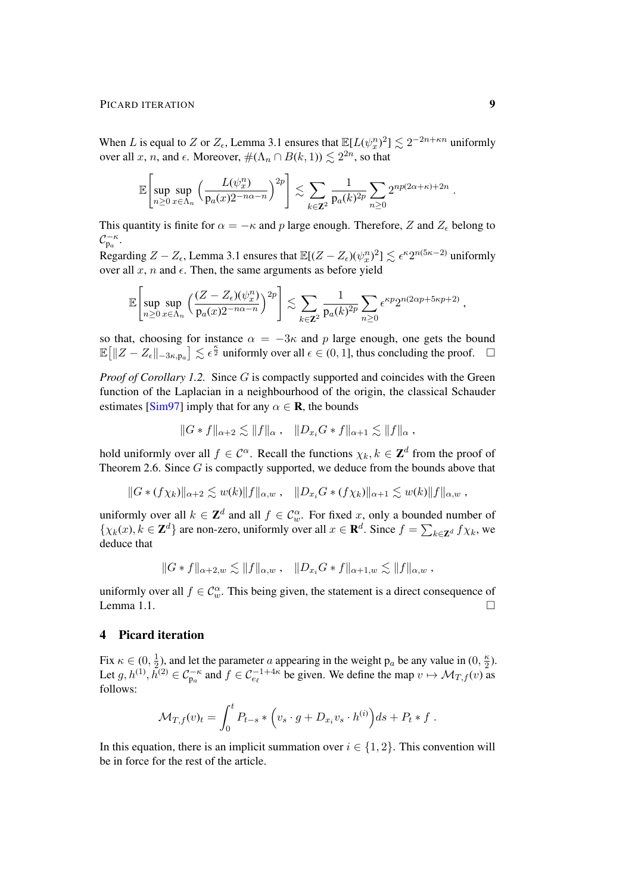When $L$ is equal to $Z$ or $Z_\epsilon$, Lemma 3.1 ensures that $\mathbb{E}[L(\psi_x^n)^2] \lesssim 2^{-2n+\kappa n}$ uniformly over all $x$, $n$, and $\epsilon$. Moreover, $\#(\Lambda_n \cap B(k,1)) \lesssim 2^{2n}$, so that

$$\mathbb{E}\left[\sup_{n\geq 0}\sup_{x\in\Lambda_n}\left(\frac{L(\psi_x^n)}{\mathrm{p}_a(x)2^{-n\alpha-n}}\right)^{2p}\right] \lesssim \sum_{k\in\mathbf{Z}^2}\frac{1}{\mathrm{p}_a(k)^{2p}}\sum_{n\geq 0}2^{np(2\alpha+\kappa)+2n}\;.$$

This quantity is finite for $\alpha = -\kappa$ and $p$ large enough. Therefore, $Z$ and $Z_\epsilon$ belong to $\mathcal{C}^{-\kappa}_{\mathrm{p}_a}$.

Regarding $Z - Z_\epsilon$, Lemma 3.1 ensures that $\mathbb{E}[(Z-Z_\epsilon)(\psi_x^n)^2] \lesssim \epsilon^\kappa 2^{n(5\kappa-2)}$ uniformly over all $x$, $n$ and $\epsilon$. Then, the same arguments as before yield

$$\mathbb{E}\left[\sup_{n\geq 0}\sup_{x\in\Lambda_n}\left(\frac{(Z-Z_\epsilon)(\psi_x^n)}{\mathrm{p}_a(x)2^{-n\alpha-n}}\right)^{2p}\right] \lesssim \sum_{k\in\mathbf{Z}^2}\frac{1}{\mathrm{p}_a(k)^{2p}}\sum_{n\geq 0}\epsilon^{\kappa p}2^{n(2\alpha p+5\kappa p+2)}\;,$$

so that, choosing for instance $\alpha = -3\kappa$ and $p$ large enough, one gets the bound $\mathbb{E}\big[\|Z - Z_\epsilon\|_{-3\kappa,\mathrm{p}_a}\big] \lesssim \epsilon^{\frac{\kappa}{2}}$ uniformly over all $\epsilon \in (0,1]$, thus concluding the proof. $\square$

*Proof of Corollary 1.2.* Since $G$ is compactly supported and coincides with the Green function of the Laplacian in a neighbourhood of the origin, the classical Schauder estimates [Sim97] imply that for any $\alpha \in \mathbf{R}$, the bounds

$$\|G * f\|_{\alpha+2} \lesssim \|f\|_\alpha\;,\quad \|D_{x_i}G * f\|_{\alpha+1} \lesssim \|f\|_\alpha\;,$$

hold uniformly over all $f \in \mathcal{C}^\alpha$. Recall the functions $\chi_k, k \in \mathbf{Z}^d$ from the proof of Theorem 2.6. Since $G$ is compactly supported, we deduce from the bounds above that

$$\|G * (f\chi_k)\|_{\alpha+2} \lesssim w(k)\|f\|_{\alpha,w}\;,\quad \|D_{x_i}G * (f\chi_k)\|_{\alpha+1} \lesssim w(k)\|f\|_{\alpha,w}\;,$$

uniformly over all $k \in \mathbf{Z}^d$ and all $f \in \mathcal{C}^\alpha_w$. For fixed $x$, only a bounded number of $\{\chi_k(x), k \in \mathbf{Z}^d\}$ are non-zero, uniformly over all $x \in \mathbf{R}^d$. Since $f = \sum_{k\in\mathbf{Z}^d} f\chi_k$, we deduce that

$$\|G * f\|_{\alpha+2,w} \lesssim \|f\|_{\alpha,w}\;,\quad \|D_{x_i}G * f\|_{\alpha+1,w} \lesssim \|f\|_{\alpha,w}\;,$$

uniformly over all $f \in \mathcal{C}^\alpha_w$. This being given, the statement is a direct consequence of Lemma 1.1. $\square$

## 4 Picard iteration

Fix $\kappa \in (0,\frac{1}{2})$, and let the parameter $a$ appearing in the weight $\mathrm{p}_a$ be any value in $(0,\frac{\kappa}{2})$. Let $g, h^{(1)}, h^{(2)} \in \mathcal{C}^{-\kappa}_{\mathrm{p}_a}$ and $f \in \mathcal{C}^{-1+4\kappa}_{e_\ell}$ be given. We define the map $v \mapsto \mathcal{M}_{T,f}(v)$ as follows:

$$\mathcal{M}_{T,f}(v)_t = \int_0^t P_{t-s} * \Big(v_s \cdot g + D_{x_i}v_s \cdot h^{(i)}\Big)ds + P_t * f\;.$$

In this equation, there is an implicit summation over $i \in \{1,2\}$. This convention will be in force for the rest of the article.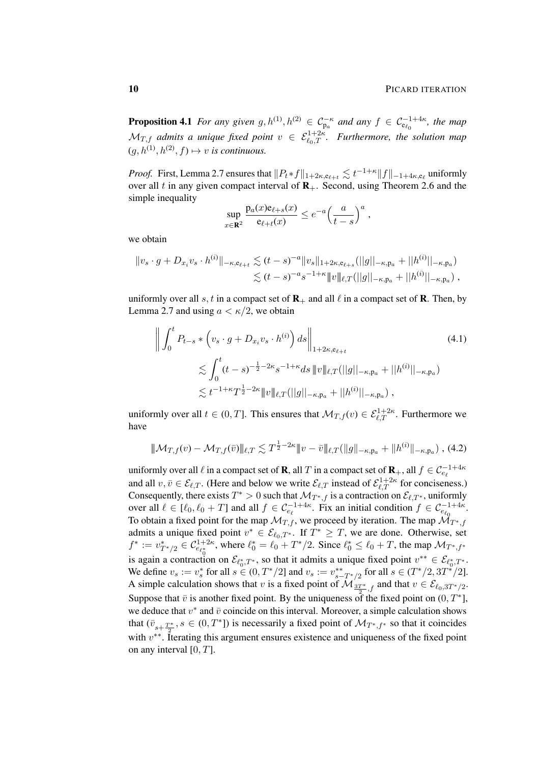**Proposition 4.1** *For any given $g, h^{(1)}, h^{(2)} \in \mathcal{C}^{-\kappa}_{\mathrm{p}_a}$ and any $f \in \mathcal{C}^{-1+4\kappa}_{\mathrm{e}_{\ell_0}}$, the map $\mathcal{M}_{T,f}$ admits a unique fixed point $v \in \mathcal{E}^{1+2\kappa}_{\ell_0,T}$. Furthermore, the solution map $(g, h^{(1)}, h^{(2)}, f) \mapsto v$ is continuous.*

*Proof.* First, Lemma 2.7 ensures that $\|P_t * f\|_{1+2\kappa,\mathrm{e}_{\ell+t}} \lesssim t^{-1+\kappa}\|f\|_{-1+4\kappa,\mathrm{e}_\ell}$ uniformly over all $t$ in any given compact interval of $\mathbf{R}_+$. Second, using Theorem 2.6 and the simple inequality

$$\sup_{x\in\mathbf{R}^2} \frac{\mathrm{p}_a(x)\mathrm{e}_{\ell+s}(x)}{\mathrm{e}_{\ell+t}(x)} \le e^{-a}\Big(\frac{a}{t-s}\Big)^a ,$$

we obtain

$$\begin{aligned}\|v_s \cdot g + D_{x_i}v_s \cdot h^{(i)}\|_{-\kappa,\mathrm{e}_{\ell+t}} &\lesssim (t-s)^{-a}\|v_s\|_{1+2\kappa,\mathrm{e}_{\ell+s}}(||g||_{-\kappa,\mathrm{p}_a} + ||h^{(i)}||_{-\kappa,\mathrm{p}_a})\\ &\lesssim (t-s)^{-a}s^{-1+\kappa}\|\!|v|\!\|_{\ell,T}(||g||_{-\kappa,\mathrm{p}_a} + ||h^{(i)}||_{-\kappa,\mathrm{p}_a}) ,\end{aligned}$$

uniformly over all $s, t$ in a compact set of $\mathbf{R}_+$ and all $\ell$ in a compact set of $\mathbf{R}$. Then, by Lemma 2.7 and using $a < \kappa/2$, we obtain

$$\begin{aligned}\Big\| \int_0^t P_{t-s} * \Big(v_s \cdot g + D_{x_i}v_s \cdot h^{(i)}\Big)\, ds\Big\|_{1+2\kappa,\mathrm{e}_{\ell+t}} & \qquad (4.1)\\ \lesssim \int_0^t (t-s)^{-\frac{1}{2}-2\kappa}s^{-1+\kappa}ds\, \|\!|v|\!\|_{\ell,T}(||g||_{-\kappa,\mathrm{p}_a} + ||h^{(i)}||_{-\kappa,\mathrm{p}_a})&\\ \lesssim t^{-1+\kappa}T^{\frac{1}{2}-2\kappa}\|\!|v|\!\|_{\ell,T}(||g||_{-\kappa,\mathrm{p}_a} + ||h^{(i)}||_{-\kappa,\mathrm{p}_a}) ,&\end{aligned}$$

uniformly over all $t \in (0, T]$. This ensures that $\mathcal{M}_{T,f}(v) \in \mathcal{E}^{1+2\kappa}_{\ell,T}$. Furthermore we have

$$\|\!|\mathcal{M}_{T,f}(v) - \mathcal{M}_{T,f}(\bar v)|\!\|_{\ell,T} \lesssim T^{\frac{1}{2}-2\kappa}\|\!|v - \bar v|\!\|_{\ell,T}(\|g\|_{-\kappa,\mathrm{p}_a} + \|h^{(i)}\|_{-\kappa,\mathrm{p}_a}) , \quad (4.2)$$

uniformly over all $\ell$ in a compact set of $\mathbf{R}$, all $T$ in a compact set of $\mathbf{R}_+$, all $f \in \mathcal{C}^{-1+4\kappa}_{e_\ell}$ and all $v, \bar v \in \mathcal{E}_{\ell,T}$. (Here and below we write $\mathcal{E}_{\ell,T}$ instead of $\mathcal{E}^{1+2\kappa}_{\ell,T}$ for conciseness.) Consequently, there exists $T^* > 0$ such that $\mathcal{M}_{T^*,f}$ is a contraction on $\mathcal{E}_{\ell,T^*}$, uniformly over all $\ell \in [\ell_0, \ell_0 + T]$ and all $f \in \mathcal{C}^{-1+4\kappa}_{e_\ell}$. Fix an initial condition $f \in \mathcal{C}^{-1+4\kappa}_{e_{\ell_0}}$. To obtain a fixed point for the map $\mathcal{M}_{T,f}$, we proceed by iteration. The map $\mathcal{M}_{T^*,f}$ admits a unique fixed point $v^* \in \mathcal{E}_{\ell_0,T^*}$. If $T^* \ge T$, we are done. Otherwise, set $f^* := v^*_{T^*/2} \in \mathcal{C}^{1+2\kappa}_{e_{\ell_0^*}}$, where $\ell_0^* = \ell_0 + T^*/2$. Since $\ell_0^* \le \ell_0 + T$, the map $\mathcal{M}_{T^*,f^*}$ is again a contraction on $\mathcal{E}_{\ell_0^*,T^*}$, so that it admits a unique fixed point $v^{**} \in \mathcal{E}_{\ell_0^*,T^*}$. We define $v_s := v^*_s$ for all $s \in (0, T^*/2]$ and $v_s := v^{**}_{s-T^*/2}$ for all $s \in (T^*/2, 3T^*/2]$. A simple calculation shows that $v$ is a fixed point of $\mathcal{M}_{\frac{3T^*}{2},f}$ and that $v \in \mathcal{E}_{\ell_0,3T^*/2}$. Suppose that $\bar v$ is another fixed point. By the uniqueness of the fixed point on $(0, T^*]$, we deduce that $v^*$ and $\bar v$ coincide on this interval. Moreover, a simple calculation shows that $(\bar v_{s+\frac{T^*}{2}}, s \in (0, T^*])$ is necessarily a fixed point of $\mathcal{M}_{T^*,f^*}$ so that it coincides with $v^{**}$. Iterating this argument ensures existence and uniqueness of the fixed point on any interval $[0, T]$.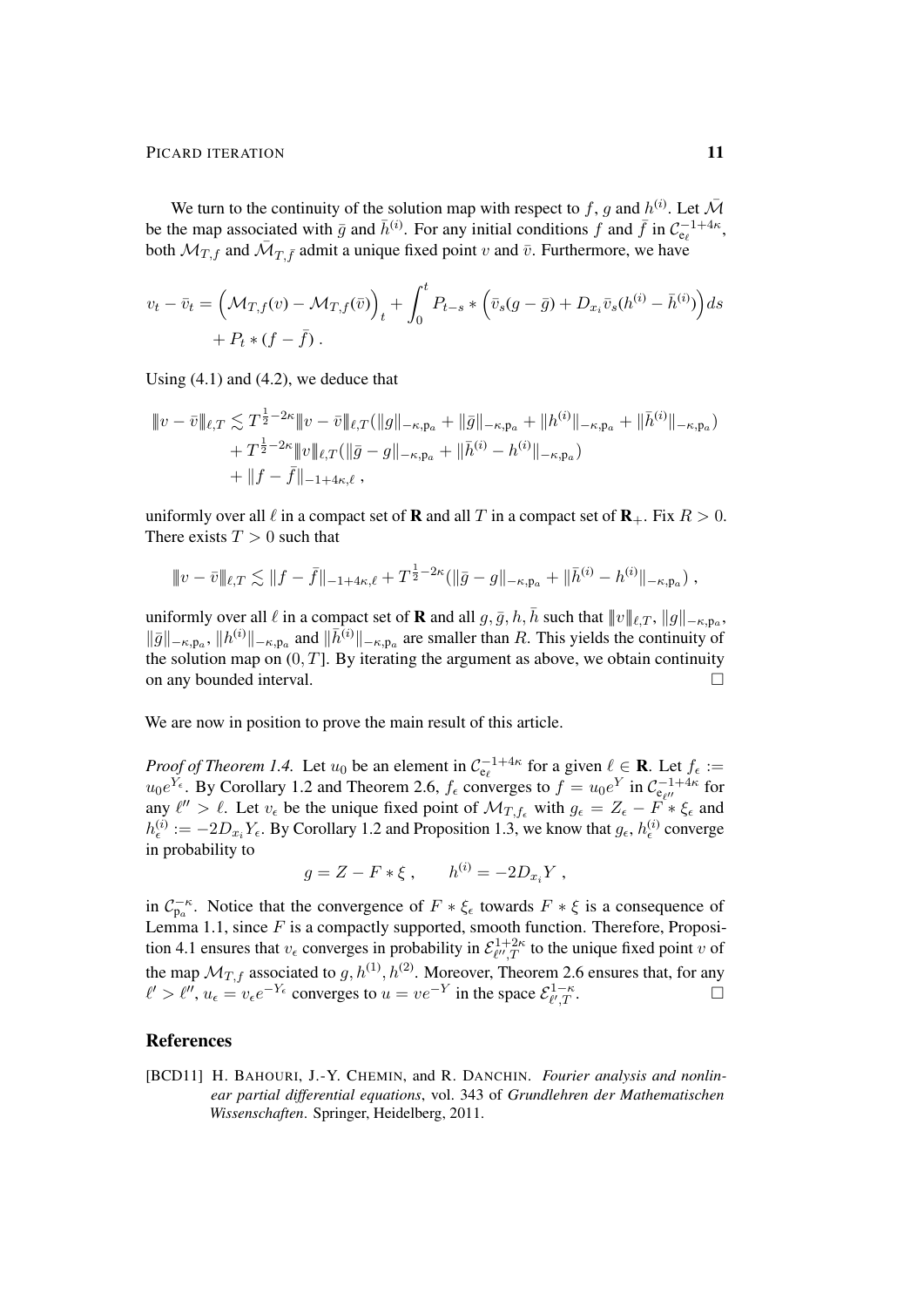We turn to the continuity of the solution map with respect to $f$, $g$ and $h^{(i)}$. Let $\bar{\mathcal{M}}$ be the map associated with $\bar{g}$ and $\bar{h}^{(i)}$. For any initial conditions $f$ and $\bar{f}$ in $\mathcal{C}_{\mathfrak{e}_\ell}^{-1+4\kappa}$, both $\mathcal{M}_{T,f}$ and $\bar{\mathcal{M}}_{T,\bar{f}}$ admit a unique fixed point $v$ and $\bar{v}$. Furthermore, we have

$$
\begin{aligned}
v_t - \bar{v}_t = \Big(\mathcal{M}_{T,f}(v) - \mathcal{M}_{T,f}(\bar{v})\Big)_t &+ \int_0^t P_{t-s} * \Big(\bar{v}_s(g-\bar{g}) + D_{x_i}\bar{v}_s(h^{(i)} - \bar{h}^{(i)})\Big) ds \\
&+ P_t * (f - \bar{f}) \,.
\end{aligned}
$$

Using (4.1) and (4.2), we deduce that

$$
\begin{aligned}
\|v - \bar{v}\|_{\ell,T} \lesssim\; & T^{\frac{1}{2}-2\kappa}\|v - \bar{v}\|_{\ell,T}(\|g\|_{-\kappa,\mathfrak{p}_a} + \|\bar{g}\|_{-\kappa,\mathfrak{p}_a} + \|h^{(i)}\|_{-\kappa,\mathfrak{p}_a} + \|\bar{h}^{(i)}\|_{-\kappa,\mathfrak{p}_a}) \\
&+ T^{\frac{1}{2}-2\kappa}\|v\|_{\ell,T}(\|\bar{g} - g\|_{-\kappa,\mathfrak{p}_a} + \|\bar{h}^{(i)} - h^{(i)}\|_{-\kappa,\mathfrak{p}_a}) \\
&+ \|f - \bar{f}\|_{-1+4\kappa,\ell} \,,
\end{aligned}
$$

uniformly over all $\ell$ in a compact set of $\mathbf{R}$ and all $T$ in a compact set of $\mathbf{R}_+$. Fix $R > 0$. There exists $T > 0$ such that

$$
\|v - \bar{v}\|_{\ell,T} \lesssim \|f - \bar{f}\|_{-1+4\kappa,\ell} + T^{\frac{1}{2}-2\kappa}(\|\bar{g} - g\|_{-\kappa,\mathfrak{p}_a} + \|\bar{h}^{(i)} - h^{(i)}\|_{-\kappa,\mathfrak{p}_a}) \,,
$$

uniformly over all $\ell$ in a compact set of $\mathbf{R}$ and all $g, \bar{g}, h, \bar{h}$ such that $\|v\|_{\ell,T}$, $\|g\|_{-\kappa,\mathfrak{p}_a}$, $\|\bar{g}\|_{-\kappa,\mathfrak{p}_a}$, $\|h^{(i)}\|_{-\kappa,\mathfrak{p}_a}$ and $\|\bar{h}^{(i)}\|_{-\kappa,\mathfrak{p}_a}$ are smaller than $R$. This yields the continuity of the solution map on $(0,T]$. By iterating the argument as above, we obtain continuity on any bounded interval. □

We are now in position to prove the main result of this article.

*Proof of Theorem 1.4.* Let $u_0$ be an element in $\mathcal{C}_{\mathfrak{e}_\ell}^{-1+4\kappa}$ for a given $\ell \in \mathbf{R}$. Let $f_\epsilon := u_0 e^{Y_\epsilon}$. By Corollary 1.2 and Theorem 2.6, $f_\epsilon$ converges to $f = u_0 e^Y$ in $\mathcal{C}_{\mathfrak{e}_{\ell''}}^{-1+4\kappa}$ for any $\ell'' > \ell$. Let $v_\epsilon$ be the unique fixed point of $\mathcal{M}_{T,f_\epsilon}$ with $g_\epsilon = Z_\epsilon - F * \xi_\epsilon$ and $h_\epsilon^{(i)} := -2D_{x_i}Y_\epsilon$. By Corollary 1.2 and Proposition 1.3, we know that $g_\epsilon$, $h_\epsilon^{(i)}$ converge in probability to

$$
g = Z - F * \xi \,, \qquad h^{(i)} = -2D_{x_i}Y \,,
$$

in $\mathcal{C}_{\mathfrak{p}_a}^{-\kappa}$. Notice that the convergence of $F * \xi_\epsilon$ towards $F * \xi$ is a consequence of Lemma 1.1, since $F$ is a compactly supported, smooth function. Therefore, Proposition 4.1 ensures that $v_\epsilon$ converges in probability in $\mathcal{E}_{\ell'',T}^{1+2\kappa}$ to the unique fixed point $v$ of the map $\mathcal{M}_{T,f}$ associated to $g, h^{(1)}, h^{(2)}$. Moreover, Theorem 2.6 ensures that, for any $\ell' > \ell''$, $u_\epsilon = v_\epsilon e^{-Y_\epsilon}$ converges to $u = ve^{-Y}$ in the space $\mathcal{E}_{\ell',T}^{1-\kappa}$. □

## References

[BCD11] H. Bahouri, J.-Y. Chemin, and R. Danchin. *Fourier analysis and nonlinear partial differential equations*, vol. 343 of *Grundlehren der Mathematischen Wissenschaften*. Springer, Heidelberg, 2011.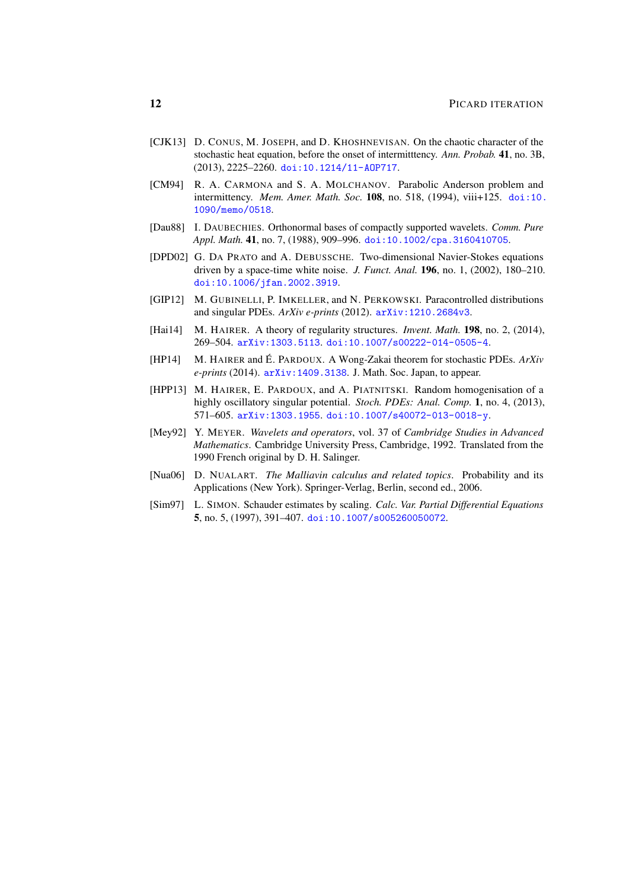[CJK13] D. CONUS, M. JOSEPH, and D. KHOSHNEVISAN. On the chaotic character of the stochastic heat equation, before the onset of intermitttency. *Ann. Probab.* **41**, no. 3B, (2013), 2225–2260. doi:10.1214/11-AOP717.

[CM94] R. A. CARMONA and S. A. MOLCHANOV. Parabolic Anderson problem and intermittency. *Mem. Amer. Math. Soc.* **108**, no. 518, (1994), viii+125. doi:10.1090/memo/0518.

[Dau88] I. DAUBECHIES. Orthonormal bases of compactly supported wavelets. *Comm. Pure Appl. Math.* **41**, no. 7, (1988), 909–996. doi:10.1002/cpa.3160410705.

[DPD02] G. DA PRATO and A. DEBUSSCHE. Two-dimensional Navier-Stokes equations driven by a space-time white noise. *J. Funct. Anal.* **196**, no. 1, (2002), 180–210. doi:10.1006/jfan.2002.3919.

[GIP12] M. GUBINELLI, P. IMKELLER, and N. PERKOWSKI. Paracontrolled distributions and singular PDEs. *ArXiv e-prints* (2012). arXiv:1210.2684v3.

[Hai14] M. HAIRER. A theory of regularity structures. *Invent. Math.* **198**, no. 2, (2014), 269–504. arXiv:1303.5113. doi:10.1007/s00222-014-0505-4.

[HP14] M. HAIRER and É. PARDOUX. A Wong-Zakai theorem for stochastic PDEs. *ArXiv e-prints* (2014). arXiv:1409.3138. J. Math. Soc. Japan, to appear.

[HPP13] M. HAIRER, E. PARDOUX, and A. PIATNITSKI. Random homogenisation of a highly oscillatory singular potential. *Stoch. PDEs: Anal. Comp.* **1**, no. 4, (2013), 571–605. arXiv:1303.1955. doi:10.1007/s40072-013-0018-y.

[Mey92] Y. MEYER. *Wavelets and operators*, vol. 37 of *Cambridge Studies in Advanced Mathematics*. Cambridge University Press, Cambridge, 1992. Translated from the 1990 French original by D. H. Salinger.

[Nua06] D. NUALART. *The Malliavin calculus and related topics*. Probability and its Applications (New York). Springer-Verlag, Berlin, second ed., 2006.

[Sim97] L. SIMON. Schauder estimates by scaling. *Calc. Var. Partial Differential Equations* **5**, no. 5, (1997), 391–407. doi:10.1007/s005260050072.